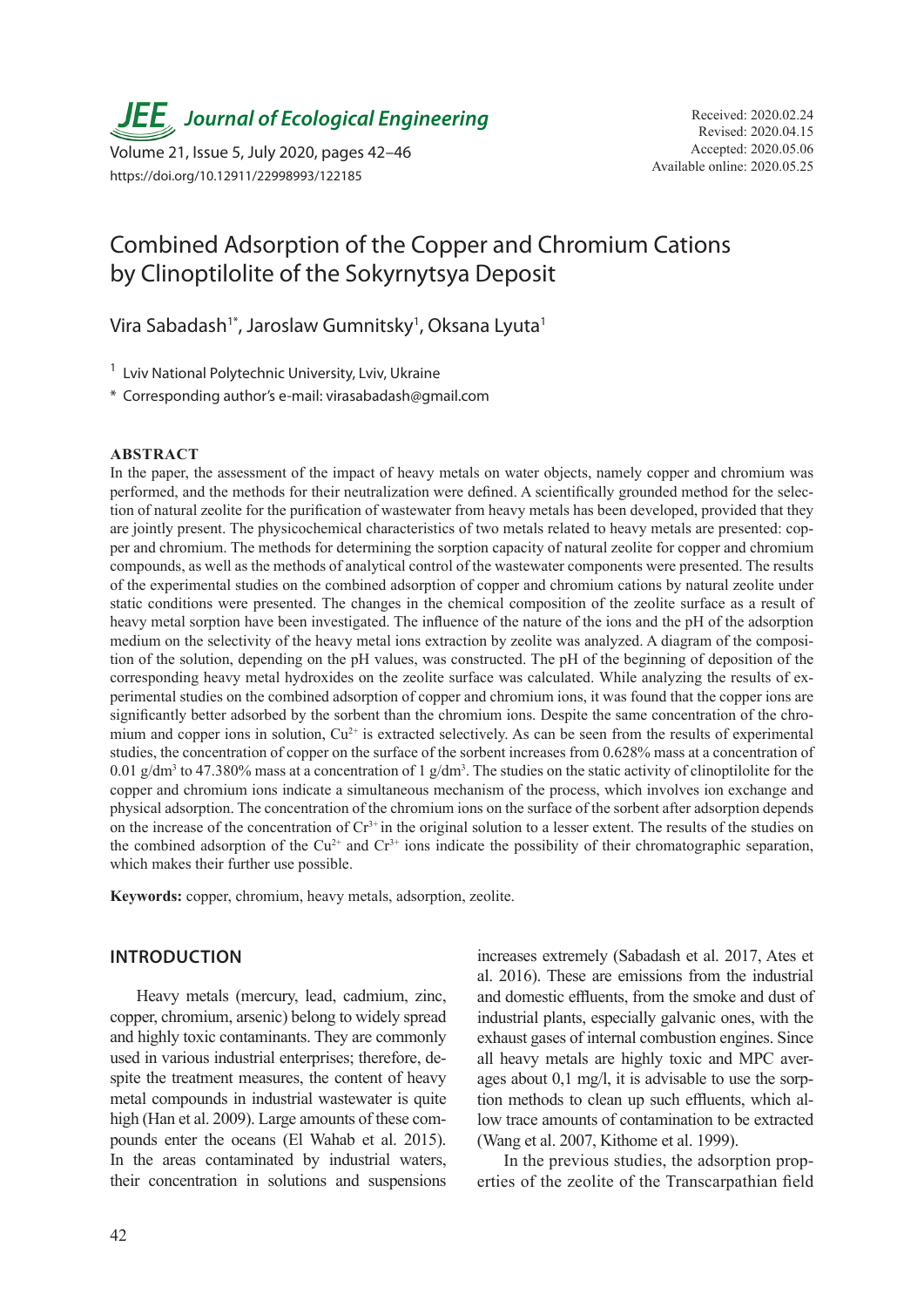# Combined Adsorption of the Copper and Chromium Cations by Clinoptilolite of the Sokyrnytsya Deposit

Vira Sabadash[1*], Jaroslaw Gumnitsky[1], Oksana Lyuta[1]

[1] Lviv National Polytechnic University, Lviv, Ukraine

\* Corresponding author's e-mail: virasabadash@gmail.com

Received: 2020.02.24
Revised: 2020.04.15
Accepted: 2020.05.06
Available online: 2020.05.25

## ABSTRACT

In the paper, the assessment of the impact of heavy metals on water objects, namely copper and chromium was performed, and the methods for their neutralization were defined. A scientifically grounded method for the selection of natural zeolite for the purification of wastewater from heavy metals has been developed, provided that they are jointly present. The physicochemical characteristics of two metals related to heavy metals are presented: copper and chromium. The methods for determining the sorption capacity of natural zeolite for copper and chromium compounds, as well as the methods of analytical control of the wastewater components were presented. The results of the experimental studies on the combined adsorption of copper and chromium cations by natural zeolite under static conditions were presented. The changes in the chemical composition of the zeolite surface as a result of heavy metal sorption have been investigated. The influence of the nature of the ions and the pH of the adsorption medium on the selectivity of the heavy metal ions extraction by zeolite was analyzed. A diagram of the composition of the solution, depending on the pH values, was constructed. The pH of the beginning of deposition of the corresponding heavy metal hydroxides on the zeolite surface was calculated. While analyzing the results of experimental studies on the combined adsorption of copper and chromium ions, it was found that the copper ions are significantly better adsorbed by the sorbent than the chromium ions. Despite the same concentration of the chromium and copper ions in solution, $Cu^{2+}$ is extracted selectively. As can be seen from the results of experimental studies, the concentration of copper on the surface of the sorbent increases from 0.628% mass at a concentration of 0.01 $g/dm^3$ to 47.380% mass at a concentration of 1 $g/dm^3$. The studies on the static activity of clinoptilolite for the copper and chromium ions indicate a simultaneous mechanism of the process, which involves ion exchange and physical adsorption. The concentration of the chromium ions on the surface of the sorbent after adsorption depends on the increase of the concentration of $Cr^{3+}$ in the original solution to a lesser extent. The results of the studies on the combined adsorption of the $Cu^{2+}$ and $Cr^{3+}$ ions indicate the possibility of their chromatographic separation, which makes their further use possible.

**Keywords:** copper, chromium, heavy metals, adsorption, zeolite.

## INTRODUCTION

Heavy metals (mercury, lead, cadmium, zinc, copper, chromium, arsenic) belong to widely spread and highly toxic contaminants. They are commonly used in various industrial enterprises; therefore, despite the treatment measures, the content of heavy metal compounds in industrial wastewater is quite high (Han et al. 2009). Large amounts of these compounds enter the oceans (El Wahab et al. 2015). In the areas contaminated by industrial waters, their concentration in solutions and suspensions increases extremely (Sabadash et al. 2017, Ates et al. 2016). These are emissions from the industrial and domestic effluents, from the smoke and dust of industrial plants, especially galvanic ones, with the exhaust gases of internal combustion engines. Since all heavy metals are highly toxic and MPC averages about 0,1 mg/l, it is advisable to use the sorption methods to clean up such effluents, which allow trace amounts of contamination to be extracted (Wang et al. 2007, Kithome et al. 1999).

In the previous studies, the adsorption properties of the zeolite of the Transcarpathian field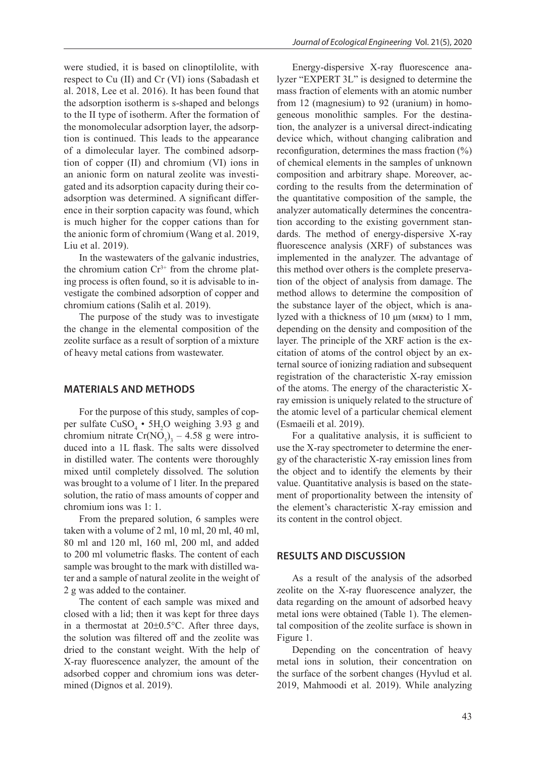were studied, it is based on clinoptilolite, with respect to Cu (II) and Cr (VI) ions (Sabadash et al. 2018, Lee et al. 2016). It has been found that the adsorption isotherm is s-shaped and belongs to the II type of isotherm. After the formation of the monomolecular adsorption layer, the adsorption is continued. This leads to the appearance of a dimolecular layer. The combined adsorption of copper (II) and chromium (VI) ions in an anionic form on natural zeolite was investigated and its adsorption capacity during their coadsorption was determined. A significant difference in their sorption capacity was found, which is much higher for the copper cations than for the anionic form of chromium (Wang et al. 2019, Liu et al. 2019).

In the wastewaters of the galvanic industries, the chromium cation $Cr^{3+}$ from the chrome plating process is often found, so it is advisable to investigate the combined adsorption of copper and chromium cations (Salih et al. 2019).

The purpose of the study was to investigate the change in the elemental composition of the zeolite surface as a result of sorption of a mixture of heavy metal cations from wastewater.

## MATERIALS AND METHODS

For the purpose of this study, samples of copper sulfate $CuSO_4 \cdot 5H_2O$ weighing 3.93 g and chromium nitrate $Cr(NO_3)_3$ – 4.58 g were introduced into a 1L flask. The salts were dissolved in distilled water. The contents were thoroughly mixed until completely dissolved. The solution was brought to a volume of 1 liter. In the prepared solution, the ratio of mass amounts of copper and chromium ions was 1: 1.

From the prepared solution, 6 samples were taken with a volume of 2 ml, 10 ml, 20 ml, 40 ml, 80 ml and 120 ml, 160 ml, 200 ml, and added to 200 ml volumetric flasks. The content of each sample was brought to the mark with distilled water and a sample of natural zeolite in the weight of 2 g was added to the container.

The content of each sample was mixed and closed with a lid; then it was kept for three days in a thermostat at 20±0.5°C. After three days, the solution was filtered off and the zeolite was dried to the constant weight. With the help of X-ray fluorescence analyzer, the amount of the adsorbed copper and chromium ions was determined (Dignos et al. 2019).

Energy-dispersive X-ray fluorescence analyzer "EXPERT 3L" is designed to determine the mass fraction of elements with an atomic number from 12 (magnesium) to 92 (uranium) in homogeneous monolithic samples. For the destination, the analyzer is a universal direct-indicating device which, without changing calibration and reconfiguration, determines the mass fraction (%) of chemical elements in the samples of unknown composition and arbitrary shape. Moreover, according to the results from the determination of the quantitative composition of the sample, the analyzer automatically determines the concentration according to the existing government standards. The method of energy-dispersive X-ray fluorescence analysis (XRF) of substances was implemented in the analyzer. The advantage of this method over others is the complete preservation of the object of analysis from damage. The method allows to determine the composition of the substance layer of the object, which is analyzed with a thickness of 10 μm (мкм) to 1 mm, depending on the density and composition of the layer. The principle of the XRF action is the excitation of atoms of the control object by an external source of ionizing radiation and subsequent registration of the characteristic X-ray emission of the atoms. The energy of the characteristic X-ray emission is uniquely related to the structure of the atomic level of a particular chemical element (Esmaeili et al. 2019).

For a qualitative analysis, it is sufficient to use the X-ray spectrometer to determine the energy of the characteristic X-ray emission lines from the object and to identify the elements by their value. Quantitative analysis is based on the statement of proportionality between the intensity of the element's characteristic X-ray emission and its content in the control object.

## RESULTS AND DISCUSSION

As a result of the analysis of the adsorbed zeolite on the X-ray fluorescence analyzer, the data regarding on the amount of adsorbed heavy metal ions were obtained (Table 1). The elemental composition of the zeolite surface is shown in Figure 1.

Depending on the concentration of heavy metal ions in solution, their concentration on the surface of the sorbent changes (Hyvlud et al. 2019, Mahmoodi et al. 2019). While analyzing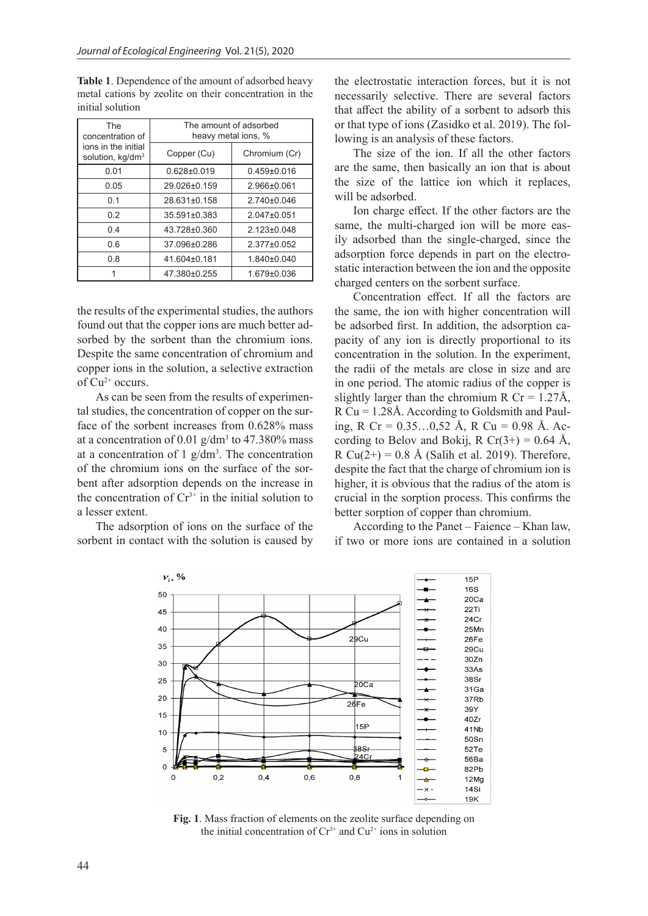**Table 1**. Dependence of the amount of adsorbed heavy metal cations by zeolite on their concentration in the initial solution

| The concentration of ions in the initial solution, kg/dm$^3$ | The amount of adsorbed heavy metal ions, % | |
|---|---|---|
| | Copper (Cu) | Chromium (Cr) |
| 0.01 | 0.628±0.019 | 0.459±0.016 |
| 0.05 | 29.026±0.159 | 2.966±0.061 |
| 0.1 | 28.631±0.158 | 2.740±0.046 |
| 0.2 | 35.591±0.383 | 2.047±0.051 |
| 0.4 | 43.728±0.360 | 2.123±0.048 |
| 0.6 | 37.096±0.286 | 2.377±0.052 |
| 0.8 | 41.604±0.181 | 1.840±0.040 |
| 1 | 47.380±0.255 | 1.679±0.036 |

the results of the experimental studies, the authors found out that the copper ions are much better adsorbed by the sorbent than the chromium ions. Despite the same concentration of chromium and copper ions in the solution, a selective extraction of $Cu^{2+}$ occurs.

As can be seen from the results of experimental studies, the concentration of copper on the surface of the sorbent increases from 0.628% mass at a concentration of 0.01 g/dm$^3$ to 47.380% mass at a concentration of 1 g/dm$^3$. The concentration of the chromium ions on the surface of the sorbent after adsorption depends on the increase in the concentration of $Cr^{3+}$ in the initial solution to a lesser extent.

The adsorption of ions on the surface of the sorbent in contact with the solution is caused by the electrostatic interaction forces, but it is not necessarily selective. There are several factors that affect the ability of a sorbent to adsorb this or that type of ions (Zasidko et al. 2019). The following is an analysis of these factors.

The size of the ion. If all the other factors are the same, then basically an ion that is about the size of the lattice ion which it replaces, will be adsorbed.

Ion charge effect. If the other factors are the same, the multi-charged ion will be more easily adsorbed than the single-charged, since the adsorption force depends in part on the electrostatic interaction between the ion and the opposite charged centers on the sorbent surface.

Concentration effect. If all the factors are the same, the ion with higher concentration will be adsorbed first. In addition, the adsorption capacity of any ion is directly proportional to its concentration in the solution. In the experiment, the radii of the metals are close in size and are in one period. The atomic radius of the copper is slightly larger than the chromium R Cr = 1.27Å, R Cu = 1.28Å. According to Goldsmith and Pauling, R Cr = 0.35…0,52 Å, R Cu = 0.98 Å. According to Belov and Bokij, R Cr(3+) = 0.64 Å, R Cu(2+) = 0.8 Å (Salih et al. 2019). Therefore, despite the fact that the charge of chromium ion is higher, it is obvious that the radius of the atom is crucial in the sorption process. This confirms the better sorption of copper than chromium.

According to the Panet – Faience – Khan law, if two or more ions are contained in a solution

**Fig. 1**. Mass fraction of elements on the zeolite surface depending on the initial concentration of $Cr^{3+}$ and $Cu^{2+}$ ions in solution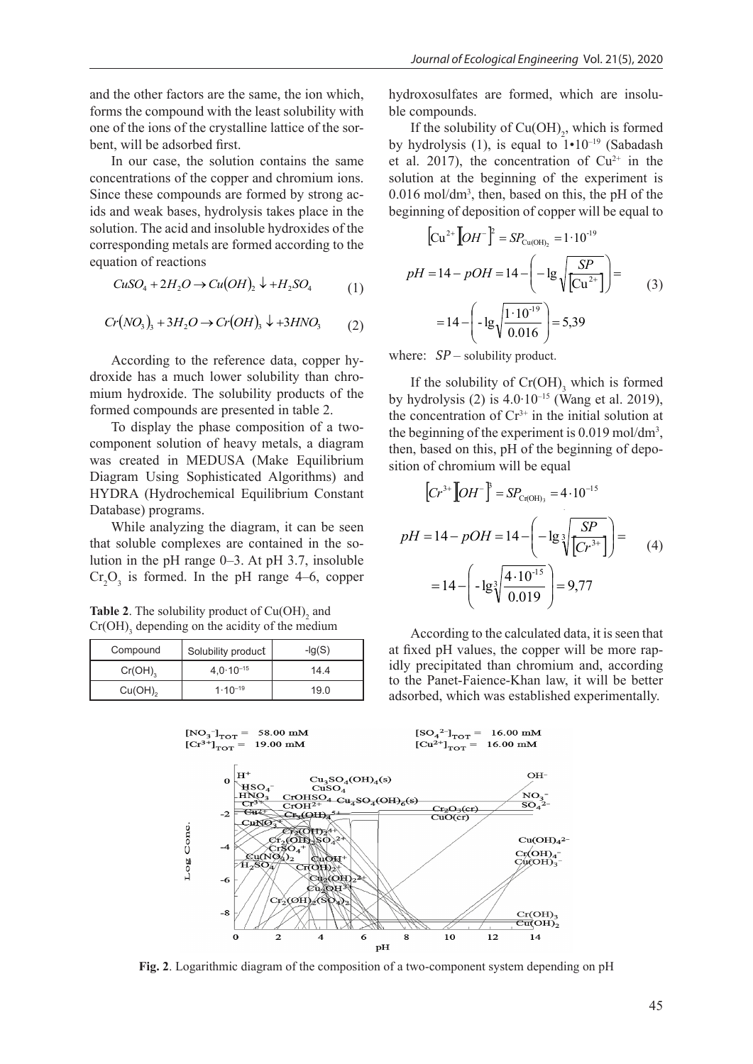and the other factors are the same, the ion which, forms the compound with the least solubility with one of the ions of the crystalline lattice of the sorbent, will be adsorbed first.

In our case, the solution contains the same concentrations of the copper and chromium ions. Since these compounds are formed by strong acids and weak bases, hydrolysis takes place in the solution. The acid and insoluble hydroxides of the corresponding metals are formed according to the equation of reactions

$$CuSO_4 + 2H_2O \rightarrow Cu(OH)_2 \downarrow + H_2SO_4 \quad (1)$$

$$Cr(NO_3)_3 + 3H_2O \rightarrow Cr(OH)_3 \downarrow + 3HNO_3 \quad (2)$$

According to the reference data, copper hydroxide has a much lower solubility than chromium hydroxide. The solubility products of the formed compounds are presented in table 2.

To display the phase composition of a two-component solution of heavy metals, a diagram was created in MEDUSA (Make Equilibrium Diagram Using Sophisticated Algorithms) and HYDRA (Hydrochemical Equilibrium Constant Database) programs.

While analyzing the diagram, it can be seen that soluble complexes are contained in the solution in the pH range 0–3. At pH 3.7, insoluble $Cr_2O_3$ is formed. In the pH range 4–6, copper hydroxosulfates are formed, which are insoluble compounds.

**Table 2**. The solubility product of $Cu(OH)_2$ and $Cr(OH)_3$ depending on the acidity of the medium

| Compound | Solubility product | -lg(S) |
|---|---|---|
| $Cr(OH)_3$ | $4{,}0 \cdot 10^{-15}$ | 14.4 |
| $Cu(OH)_2$ | $1 \cdot 10^{-19}$ | 19.0 |

If the solubility of $Cu(OH)_2$, which is formed by hydrolysis (1), is equal to $1 \cdot 10^{-19}$ (Sabadash et al. 2017), the concentration of $Cu^{2+}$ in the solution at the beginning of the experiment is 0.016 mol/dm³, then, based on this, the pH of the beginning of deposition of copper will be equal to

$$\left[Cu^{2+}\right]\left[OH^-\right]^2 = SP_{Cu(OH)_2} = 1 \cdot 10^{-19}$$

$$pH = 14 - pOH = 14 - \left(-\lg\sqrt{\frac{SP}{\left[Cu^{2+}\right]}}\right) = 14 - \left(-\lg\sqrt{\frac{1 \cdot 10^{-19}}{0.016}}\right) = 5{,}39 \quad (3)$$

where: $SP$ – solubility product.

If the solubility of $Cr(OH)_3$ which is formed by hydrolysis (2) is $4.0 \cdot 10^{-15}$ (Wang et al. 2019), the concentration of $Cr^{3+}$ in the initial solution at the beginning of the experiment is 0.019 mol/dm³, then, based on this, pH of the beginning of deposition of chromium will be equal

$$\left[Cr^{3+}\right]\left[OH^-\right]^3 = SP_{Cr(OH)_3} = 4 \cdot 10^{-15}$$

$$pH = 14 - pOH = 14 - \left(-\lg\sqrt[3]{\frac{SP}{\left[Cr^{3+}\right]}}\right) = 14 - \left(-\lg\sqrt[3]{\frac{4 \cdot 10^{-15}}{0.019}}\right) = 9{,}77 \quad (4)$$

According to the calculated data, it is seen that at fixed pH values, the copper will be more rapidly precipitated than chromium and, according to the Panet-Faience-Khan law, it will be better adsorbed, which was established experimentally.

**Fig. 2**. Logarithmic diagram of the composition of a two-component system depending on pH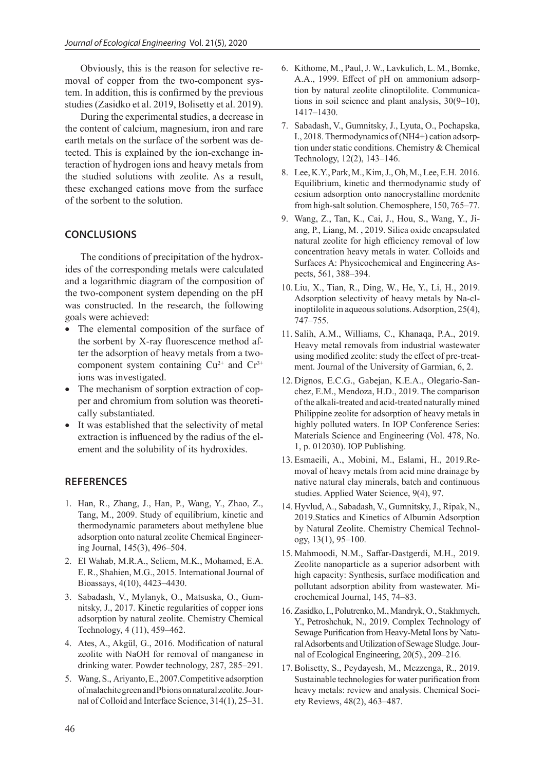Obviously, this is the reason for selective removal of copper from the two-component system. In addition, this is confirmed by the previous studies (Zasidko et al. 2019, Bolisetty et al. 2019).

During the experimental studies, a decrease in the content of calcium, magnesium, iron and rare earth metals on the surface of the sorbent was detected. This is explained by the ion-exchange interaction of hydrogen ions and heavy metals from the studied solutions with zeolite. As a result, these exchanged cations move from the surface of the sorbent to the solution.

## CONCLUSIONS

The conditions of precipitation of the hydroxides of the corresponding metals were calculated and a logarithmic diagram of the composition of the two-component system depending on the pH was constructed. In the research, the following goals were achieved:

- The elemental composition of the surface of the sorbent by X-ray fluorescence method after the adsorption of heavy metals from a two-component system containing $Cu^{2+}$ and $Cr^{3+}$ ions was investigated.
- The mechanism of sorption extraction of copper and chromium from solution was theoretically substantiated.
- It was established that the selectivity of metal extraction is influenced by the radius of the element and the solubility of its hydroxides.

## REFERENCES

1. Han, R., Zhang, J., Han, P., Wang, Y., Zhao, Z., Tang, M., 2009. Study of equilibrium, kinetic and thermodynamic parameters about methylene blue adsorption onto natural zeolite Chemical Engineering Journal, 145(3), 496–504.
2. El Wahab, M.R.A., Seliem, M.K., Mohamed, E.A. E. R., Shahien, M.G., 2015. International Journal of Bioassays, 4(10), 4423–4430.
3. Sabadash, V., Mylanyk, O., Matsuska, O., Gumnitsky, J., 2017. Kinetic regularities of copper ions adsorption by natural zeolite. Chemistry Chemical Technology, 4 (11), 459–462.
4. Ates, A., Akgül, G., 2016. Modification of natural zeolite with NaOH for removal of manganese in drinking water. Powder technology, 287, 285–291.
5. Wang, S., Ariyanto, E., 2007.Competitive adsorption of malachite green and Pb ions on natural zeolite. Journal of Colloid and Interface Science, 314(1), 25–31.
6. Kithome, M., Paul, J. W., Lavkulich, L. M., Bomke, A.A., 1999. Effect of pH on ammonium adsorption by natural zeolite clinoptilolite. Communications in soil science and plant analysis, 30(9–10), 1417–1430.
7. Sabadash, V., Gumnitsky, J., Lyuta, O., Pochapska, I., 2018. Thermodynamics of (NH4+) cation adsorption under static conditions. Chemistry & Chemical Technology, 12(2), 143–146.
8. Lee, K.Y., Park, M., Kim, J., Oh, M., Lee, E.H. 2016. Equilibrium, kinetic and thermodynamic study of cesium adsorption onto nanocrystalline mordenite from high-salt solution. Chemosphere, 150, 765–77.
9. Wang, Z., Tan, K., Cai, J., Hou, S., Wang, Y., Jiang, P., Liang, M. , 2019. Silica oxide encapsulated natural zeolite for high efficiency removal of low concentration heavy metals in water. Colloids and Surfaces A: Physicochemical and Engineering Aspects, 561, 388–394.
10. Liu, X., Tian, R., Ding, W., He, Y., Li, H., 2019. Adsorption selectivity of heavy metals by Na-clinoptilolite in aqueous solutions. Adsorption, 25(4), 747–755.
11. Salih, A.M., Williams, C., Khanaqa, P.A., 2019. Heavy metal removals from industrial wastewater using modified zeolite: study the effect of pre-treatment. Journal of the University of Garmian, 6, 2.
12. Dignos, E.C.G., Gabejan, K.E.A., Olegario-Sanchez, E.M., Mendoza, H.D., 2019. The comparison of the alkali-treated and acid-treated naturally mined Philippine zeolite for adsorption of heavy metals in highly polluted waters. In IOP Conference Series: Materials Science and Engineering (Vol. 478, No. 1, p. 012030). IOP Publishing.
13. Esmaeili, A., Mobini, M., Eslami, H., 2019.Removal of heavy metals from acid mine drainage by native natural clay minerals, batch and continuous studies. Applied Water Science, 9(4), 97.
14. Hyvlud, A., Sabadash, V., Gumnitsky, J., Ripak, N., 2019.Statics and Kinetics of Albumin Adsorption by Natural Zeolite. Chemistry Chemical Technology, 13(1), 95–100.
15. Mahmoodi, N.M., Saffar-Dastgerdi, M.H., 2019. Zeolite nanoparticle as a superior adsorbent with high capacity: Synthesis, surface modification and pollutant adsorption ability from wastewater. Microchemical Journal, 145, 74–83.
16. Zasidko, I., Polutrenko, M., Mandryk, O., Stakhmych, Y., Petroshchuk, N., 2019. Complex Technology of Sewage Purification from Heavy-Metal Ions by Natural Adsorbents and Utilization of Sewage Sludge. Journal of Ecological Engineering, 20(5)., 209–216.
17. Bolisetty, S., Peydayesh, M., Mezzenga, R., 2019. Sustainable technologies for water purification from heavy metals: review and analysis. Chemical Society Reviews, 48(2), 463–487.